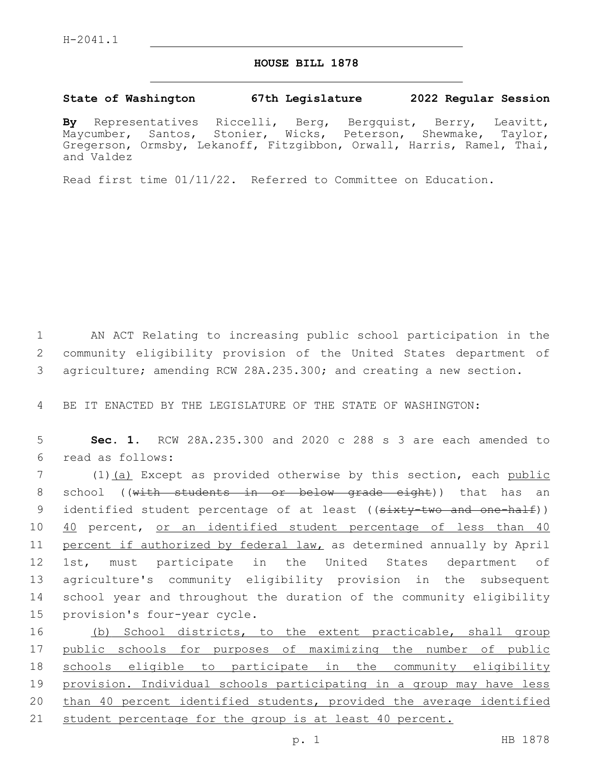H-2041.1

# HOUSE BILL 1878

**State of Washington 67th Legislature 2022 Regular Session**

**By** Representatives Riccelli, Berg, Bergquist, Berry, Leavitt, Maycumber, Santos, Stonier, Wicks, Peterson, Shewmake, Taylor, Gregerson, Ormsby, Lekanoff, Fitzgibbon, Orwall, Harris, Ramel, Thai, and Valdez

Read first time 01/11/22. Referred to Committee on Education.

AN ACT Relating to increasing public school participation in the community eligibility provision of the United States department of agriculture; amending RCW 28A.235.300; and creating a new section.

BE IT ENACTED BY THE LEGISLATURE OF THE STATE OF WASHINGTON:

**Sec. 1.** RCW 28A.235.300 and 2020 c 288 s 3 are each amended to read as follows:

(1)(a) Except as provided otherwise by this section, each public school ((with students in or below grade eight)) that has an identified student percentage of at least ((sixty-two and one-half)) 40 percent, or an identified student percentage of less than 40 percent if authorized by federal law, as determined annually by April 1st, must participate in the United States department of agriculture's community eligibility provision in the subsequent school year and throughout the duration of the community eligibility provision's four-year cycle.

(b) School districts, to the extent practicable, shall group public schools for purposes of maximizing the number of public schools eligible to participate in the community eligibility provision. Individual schools participating in a group may have less than 40 percent identified students, provided the average identified student percentage for the group is at least 40 percent.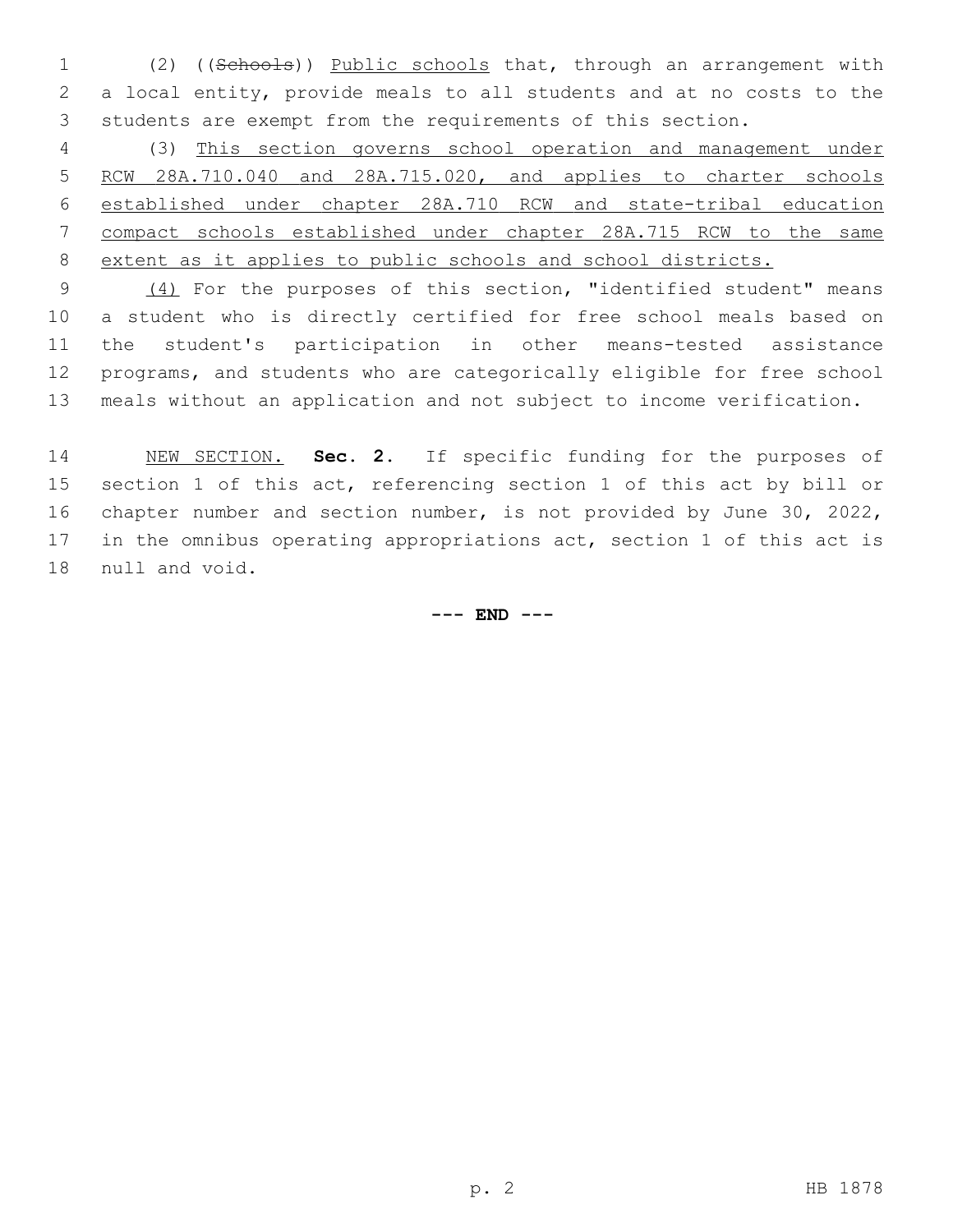(2) ((~~Schools~~)) <u>Public schools</u> that, through an arrangement with a local entity, provide meals to all students and at no costs to the students are exempt from the requirements of this section.

(3) <u>This section governs school operation and management under RCW 28A.710.040 and 28A.715.020, and applies to charter schools established under chapter 28A.710 RCW and state-tribal education compact schools established under chapter 28A.715 RCW to the same extent as it applies to public schools and school districts.</u>

<u>(4)</u> For the purposes of this section, "identified student" means a student who is directly certified for free school meals based on the student's participation in other means-tested assistance programs, and students who are categorically eligible for free school meals without an application and not subject to income verification.

<u>NEW SECTION.</u> **Sec. 2.** If specific funding for the purposes of section 1 of this act, referencing section 1 of this act by bill or chapter number and section number, is not provided by June 30, 2022, in the omnibus operating appropriations act, section 1 of this act is null and void.

**--- END ---**